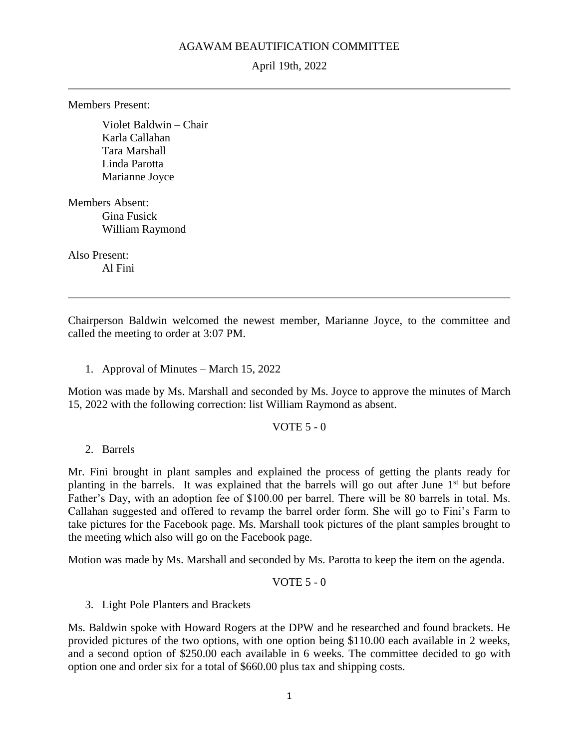# AGAWAM BEAUTIFICATION COMMITTEE

April 19th, 2022

---

Members Present:

- Violet Baldwin – Chair
- Karla Callahan
- Tara Marshall
- Linda Parotta
- Marianne Joyce

Members Absent:

- Gina Fusick
- William Raymond

Also Present:

- Al Fini

---

Chairperson Baldwin welcomed the newest member, Marianne Joyce, to the committee and called the meeting to order at 3:07 PM.

1. Approval of Minutes – March 15, 2022

Motion was made by Ms. Marshall and seconded by Ms. Joyce to approve the minutes of March 15, 2022 with the following correction: list William Raymond as absent.

VOTE 5 - 0

2. Barrels

Mr. Fini brought in plant samples and explained the process of getting the plants ready for planting in the barrels. It was explained that the barrels will go out after June 1st but before Father's Day, with an adoption fee of $100.00 per barrel. There will be 80 barrels in total. Ms. Callahan suggested and offered to revamp the barrel order form. She will go to Fini's Farm to take pictures for the Facebook page. Ms. Marshall took pictures of the plant samples brought to the meeting which also will go on the Facebook page.

Motion was made by Ms. Marshall and seconded by Ms. Parotta to keep the item on the agenda.

VOTE 5 - 0

3. Light Pole Planters and Brackets

Ms. Baldwin spoke with Howard Rogers at the DPW and he researched and found brackets. He provided pictures of the two options, with one option being $110.00 each available in 2 weeks, and a second option of $250.00 each available in 6 weeks. The committee decided to go with option one and order six for a total of $660.00 plus tax and shipping costs.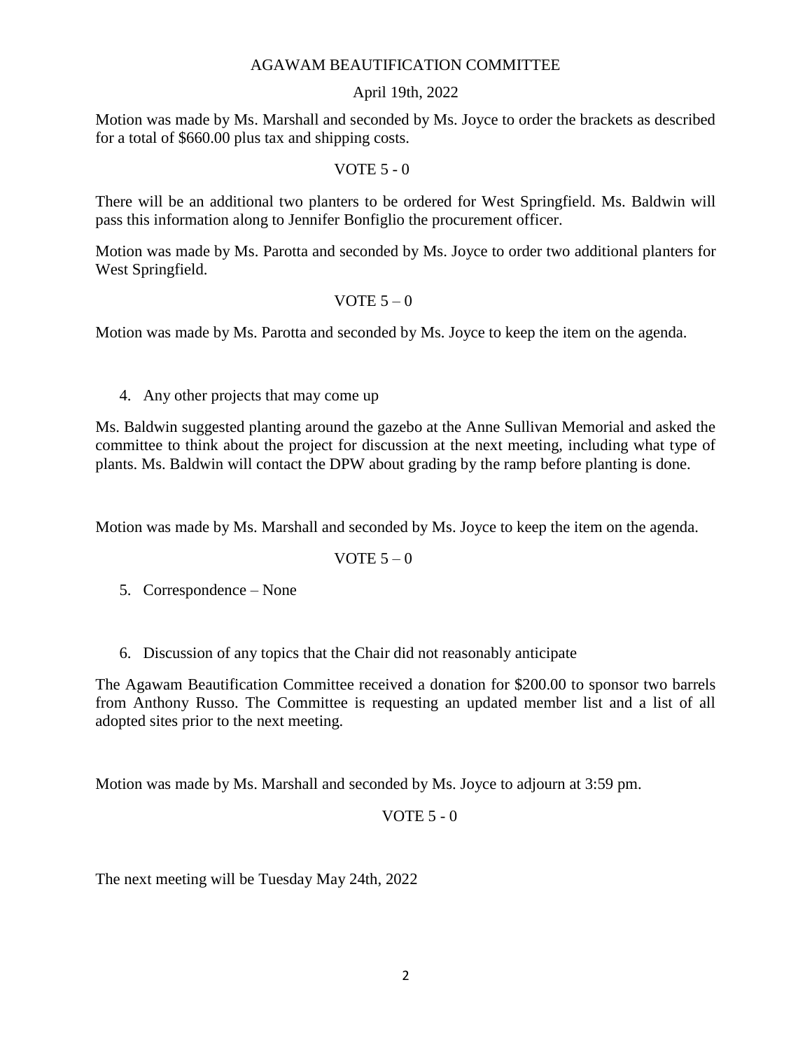AGAWAM BEAUTIFICATION COMMITTEE

April 19th, 2022

Motion was made by Ms. Marshall and seconded by Ms. Joyce to order the brackets as described for a total of $660.00 plus tax and shipping costs.

VOTE 5 - 0

There will be an additional two planters to be ordered for West Springfield. Ms. Baldwin will pass this information along to Jennifer Bonfiglio the procurement officer.

Motion was made by Ms. Parotta and seconded by Ms. Joyce to order two additional planters for West Springfield.

VOTE 5 – 0

Motion was made by Ms. Parotta and seconded by Ms. Joyce to keep the item on the agenda.

4. Any other projects that may come up

Ms. Baldwin suggested planting around the gazebo at the Anne Sullivan Memorial and asked the committee to think about the project for discussion at the next meeting, including what type of plants. Ms. Baldwin will contact the DPW about grading by the ramp before planting is done.

Motion was made by Ms. Marshall and seconded by Ms. Joyce to keep the item on the agenda.

VOTE 5 – 0

5. Correspondence – None

6. Discussion of any topics that the Chair did not reasonably anticipate

The Agawam Beautification Committee received a donation for $200.00 to sponsor two barrels from Anthony Russo. The Committee is requesting an updated member list and a list of all adopted sites prior to the next meeting.

Motion was made by Ms. Marshall and seconded by Ms. Joyce to adjourn at 3:59 pm.

VOTE 5 - 0

The next meeting will be Tuesday May 24th, 2022